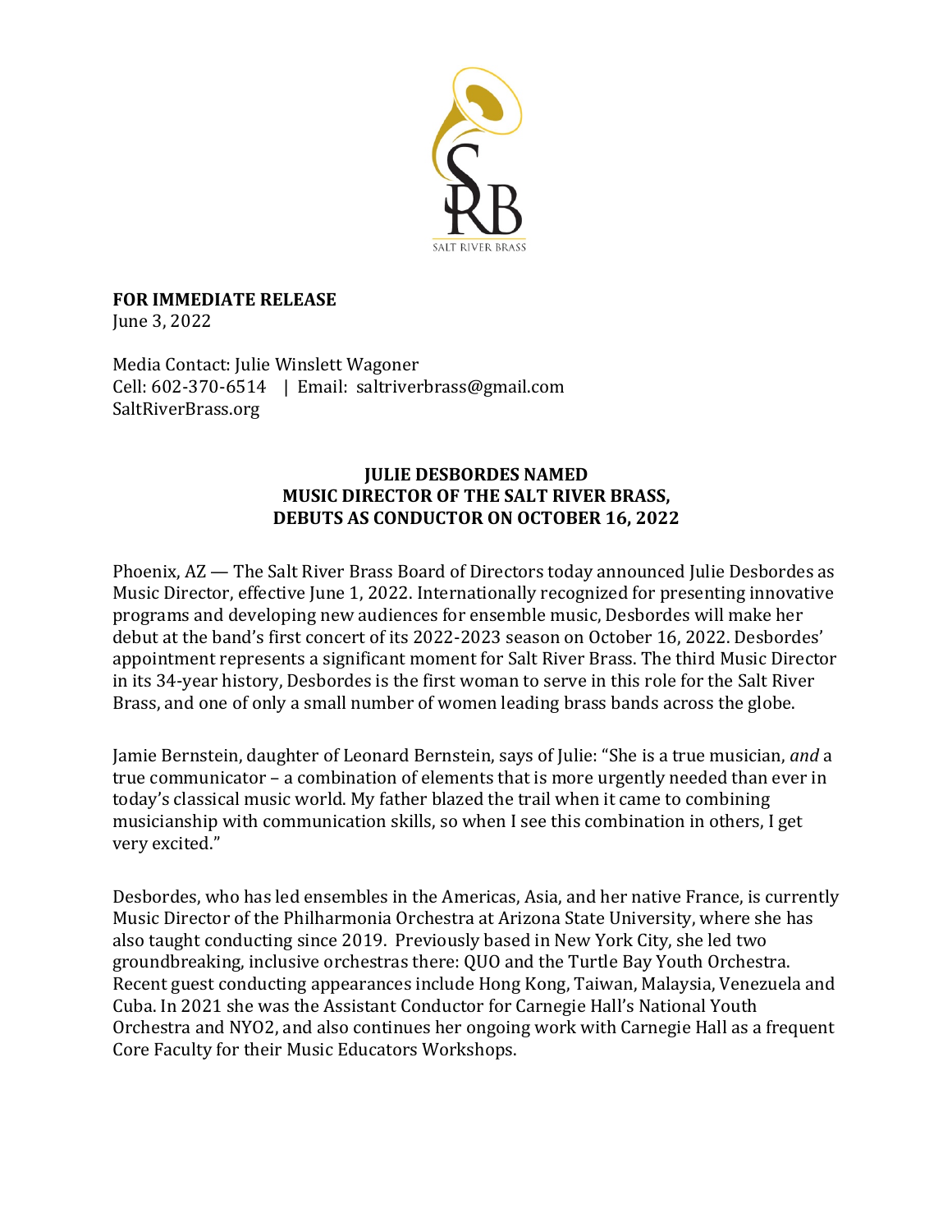**FOR IMMEDIATE RELEASE**
June 3, 2022

Media Contact: Julie Winslett Wagoner
Cell: 602-370-6514 | Email: saltriverbrass@gmail.com
SaltRiverBrass.org

# JULIE DESBORDES NAMED MUSIC DIRECTOR OF THE SALT RIVER BRASS, DEBUTS AS CONDUCTOR ON OCTOBER 16, 2022

Phoenix, AZ — The Salt River Brass Board of Directors today announced Julie Desbordes as Music Director, effective June 1, 2022. Internationally recognized for presenting innovative programs and developing new audiences for ensemble music, Desbordes will make her debut at the band's first concert of its 2022-2023 season on October 16, 2022. Desbordes' appointment represents a significant moment for Salt River Brass. The third Music Director in its 34-year history, Desbordes is the first woman to serve in this role for the Salt River Brass, and one of only a small number of women leading brass bands across the globe.

Jamie Bernstein, daughter of Leonard Bernstein, says of Julie: "She is a true musician, *and* a true communicator – a combination of elements that is more urgently needed than ever in today's classical music world. My father blazed the trail when it came to combining musicianship with communication skills, so when I see this combination in others, I get very excited."

Desbordes, who has led ensembles in the Americas, Asia, and her native France, is currently Music Director of the Philharmonia Orchestra at Arizona State University, where she has also taught conducting since 2019. Previously based in New York City, she led two groundbreaking, inclusive orchestras there: QUO and the Turtle Bay Youth Orchestra. Recent guest conducting appearances include Hong Kong, Taiwan, Malaysia, Venezuela and Cuba. In 2021 she was the Assistant Conductor for Carnegie Hall's National Youth Orchestra and NYO2, and also continues her ongoing work with Carnegie Hall as a frequent Core Faculty for their Music Educators Workshops.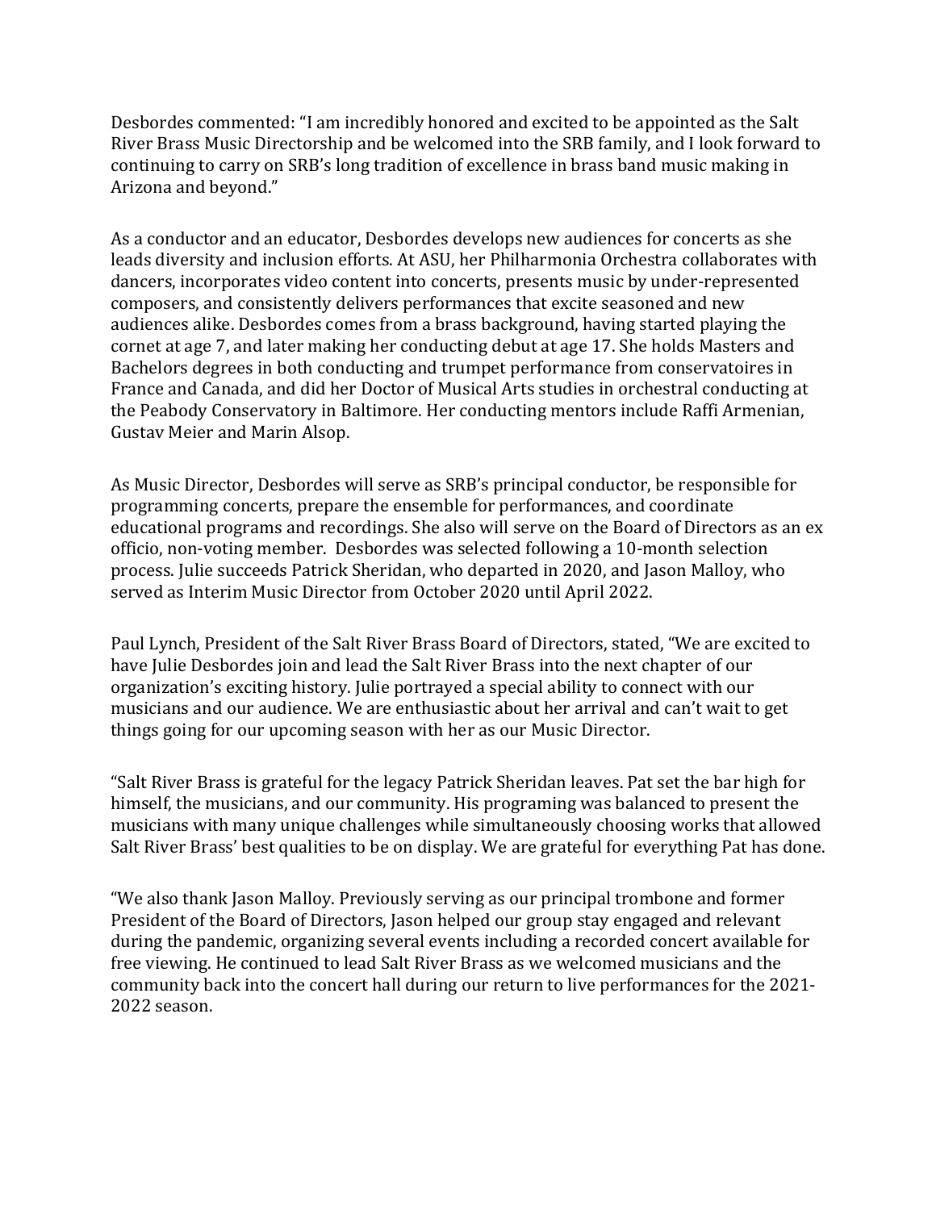Desbordes commented: "I am incredibly honored and excited to be appointed as the Salt River Brass Music Directorship and be welcomed into the SRB family, and I look forward to continuing to carry on SRB's long tradition of excellence in brass band music making in Arizona and beyond."

As a conductor and an educator, Desbordes develops new audiences for concerts as she leads diversity and inclusion efforts. At ASU, her Philharmonia Orchestra collaborates with dancers, incorporates video content into concerts, presents music by under-represented composers, and consistently delivers performances that excite seasoned and new audiences alike. Desbordes comes from a brass background, having started playing the cornet at age 7, and later making her conducting debut at age 17. She holds Masters and Bachelors degrees in both conducting and trumpet performance from conservatoires in France and Canada, and did her Doctor of Musical Arts studies in orchestral conducting at the Peabody Conservatory in Baltimore. Her conducting mentors include Raffi Armenian, Gustav Meier and Marin Alsop.

As Music Director, Desbordes will serve as SRB's principal conductor, be responsible for programming concerts, prepare the ensemble for performances, and coordinate educational programs and recordings. She also will serve on the Board of Directors as an ex officio, non-voting member. Desbordes was selected following a 10-month selection process. Julie succeeds Patrick Sheridan, who departed in 2020, and Jason Malloy, who served as Interim Music Director from October 2020 until April 2022.

Paul Lynch, President of the Salt River Brass Board of Directors, stated, "We are excited to have Julie Desbordes join and lead the Salt River Brass into the next chapter of our organization's exciting history. Julie portrayed a special ability to connect with our musicians and our audience. We are enthusiastic about her arrival and can't wait to get things going for our upcoming season with her as our Music Director.

"Salt River Brass is grateful for the legacy Patrick Sheridan leaves. Pat set the bar high for himself, the musicians, and our community. His programing was balanced to present the musicians with many unique challenges while simultaneously choosing works that allowed Salt River Brass' best qualities to be on display. We are grateful for everything Pat has done.

"We also thank Jason Malloy. Previously serving as our principal trombone and former President of the Board of Directors, Jason helped our group stay engaged and relevant during the pandemic, organizing several events including a recorded concert available for free viewing. He continued to lead Salt River Brass as we welcomed musicians and the community back into the concert hall during our return to live performances for the 2021-2022 season.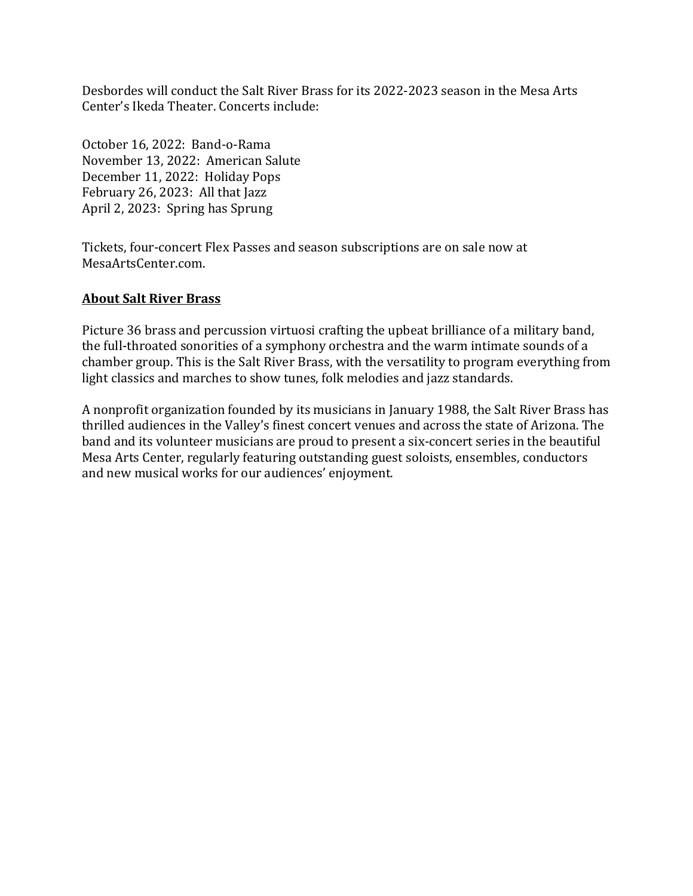Desbordes will conduct the Salt River Brass for its 2022-2023 season in the Mesa Arts Center's Ikeda Theater. Concerts include:

October 16, 2022: Band-o-Rama
November 13, 2022: American Salute
December 11, 2022: Holiday Pops
February 26, 2023: All that Jazz
April 2, 2023: Spring has Sprung

Tickets, four-concert Flex Passes and season subscriptions are on sale now at MesaArtsCenter.com.

**About Salt River Brass**

Picture 36 brass and percussion virtuosi crafting the upbeat brilliance of a military band, the full-throated sonorities of a symphony orchestra and the warm intimate sounds of a chamber group. This is the Salt River Brass, with the versatility to program everything from light classics and marches to show tunes, folk melodies and jazz standards.

A nonprofit organization founded by its musicians in January 1988, the Salt River Brass has thrilled audiences in the Valley's finest concert venues and across the state of Arizona. The band and its volunteer musicians are proud to present a six-concert series in the beautiful Mesa Arts Center, regularly featuring outstanding guest soloists, ensembles, conductors and new musical works for our audiences' enjoyment.